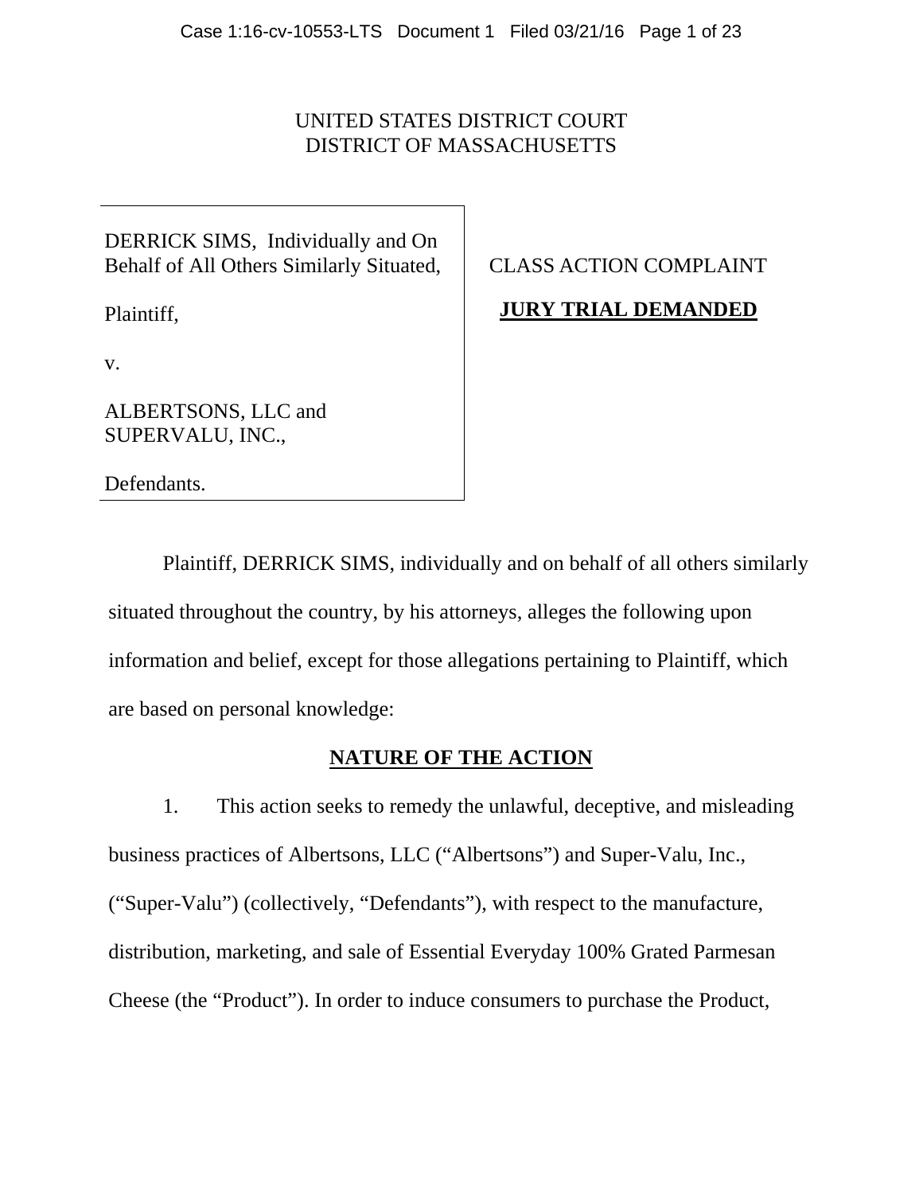UNITED STATES DISTRICT COURT
DISTRICT OF MASSACHUSETTS

| | |
|---|---|
| DERRICK SIMS, Individually and On Behalf of All Others Similarly Situated,<br><br>Plaintiff,<br><br>v.<br><br>ALBERTSONS, LLC and SUPERVALU, INC.,<br><br>Defendants. | CLASS ACTION COMPLAINT<br><br>**JURY TRIAL DEMANDED** |

Plaintiff, DERRICK SIMS, individually and on behalf of all others similarly situated throughout the country, by his attorneys, alleges the following upon information and belief, except for those allegations pertaining to Plaintiff, which are based on personal knowledge:

## NATURE OF THE ACTION

1. This action seeks to remedy the unlawful, deceptive, and misleading business practices of Albertsons, LLC ("Albertsons") and Super-Valu, Inc., ("Super-Valu") (collectively, "Defendants"), with respect to the manufacture, distribution, marketing, and sale of Essential Everyday 100% Grated Parmesan Cheese (the "Product"). In order to induce consumers to purchase the Product,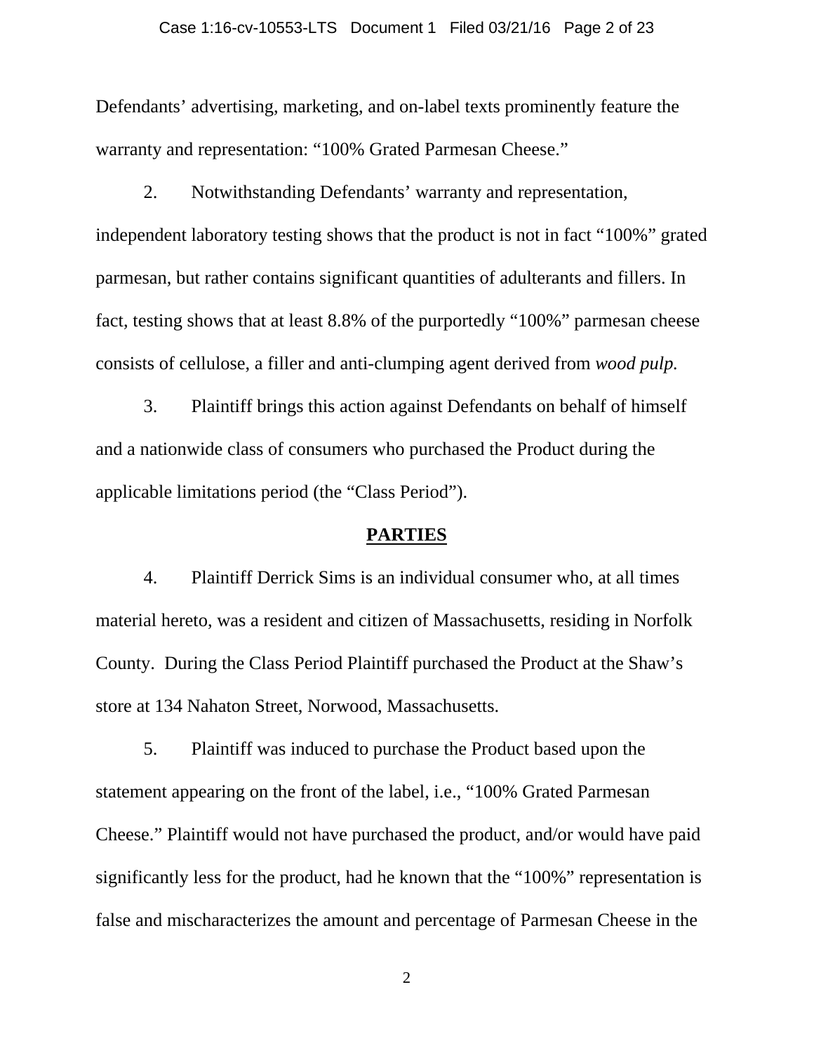Defendants' advertising, marketing, and on-label texts prominently feature the warranty and representation: "100% Grated Parmesan Cheese."

2. Notwithstanding Defendants' warranty and representation, independent laboratory testing shows that the product is not in fact "100%" grated parmesan, but rather contains significant quantities of adulterants and fillers. In fact, testing shows that at least 8.8% of the purportedly "100%" parmesan cheese consists of cellulose, a filler and anti-clumping agent derived from *wood pulp.*

3. Plaintiff brings this action against Defendants on behalf of himself and a nationwide class of consumers who purchased the Product during the applicable limitations period (the "Class Period").

## PARTIES

4. Plaintiff Derrick Sims is an individual consumer who, at all times material hereto, was a resident and citizen of Massachusetts, residing in Norfolk County. During the Class Period Plaintiff purchased the Product at the Shaw's store at 134 Nahaton Street, Norwood, Massachusetts.

5. Plaintiff was induced to purchase the Product based upon the statement appearing on the front of the label, i.e., "100% Grated Parmesan Cheese." Plaintiff would not have purchased the product, and/or would have paid significantly less for the product, had he known that the "100%" representation is false and mischaracterizes the amount and percentage of Parmesan Cheese in the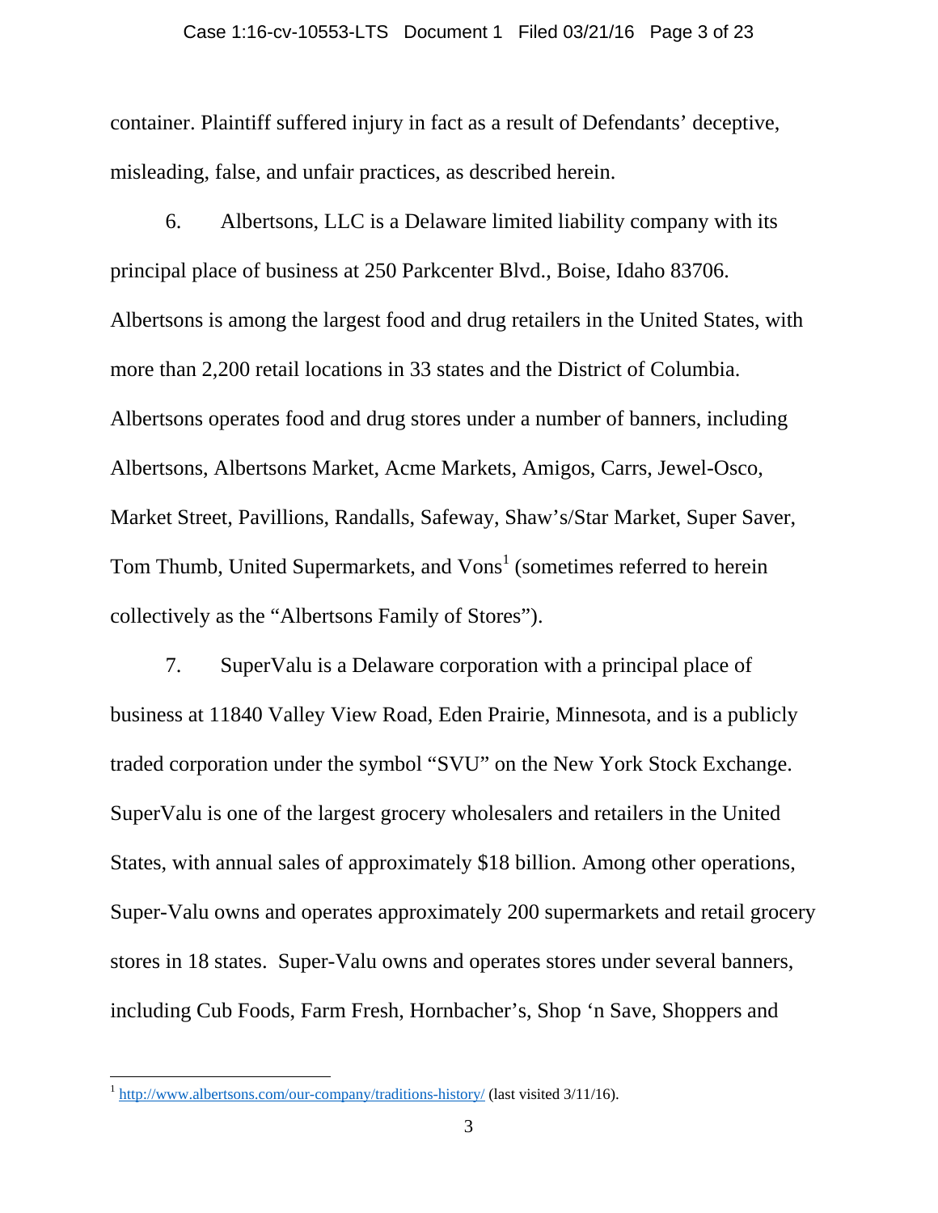container. Plaintiff suffered injury in fact as a result of Defendants' deceptive, misleading, false, and unfair practices, as described herein.

6. Albertsons, LLC is a Delaware limited liability company with its principal place of business at 250 Parkcenter Blvd., Boise, Idaho 83706. Albertsons is among the largest food and drug retailers in the United States, with more than 2,200 retail locations in 33 states and the District of Columbia. Albertsons operates food and drug stores under a number of banners, including Albertsons, Albertsons Market, Acme Markets, Amigos, Carrs, Jewel-Osco, Market Street, Pavillions, Randalls, Safeway, Shaw's/Star Market, Super Saver, Tom Thumb, United Supermarkets, and Vons[1] (sometimes referred to herein collectively as the "Albertsons Family of Stores").

7. SuperValu is a Delaware corporation with a principal place of business at 11840 Valley View Road, Eden Prairie, Minnesota, and is a publicly traded corporation under the symbol "SVU" on the New York Stock Exchange. SuperValu is one of the largest grocery wholesalers and retailers in the United States, with annual sales of approximately $18 billion. Among other operations, Super-Valu owns and operates approximately 200 supermarkets and retail grocery stores in 18 states. Super-Valu owns and operates stores under several banners, including Cub Foods, Farm Fresh, Hornbacher's, Shop 'n Save, Shoppers and

[1] http://www.albertsons.com/our-company/traditions-history/ (last visited 3/11/16).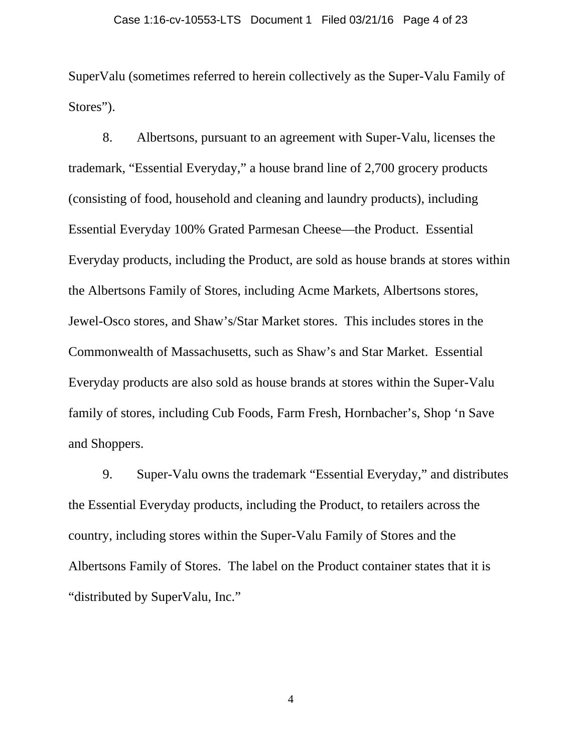SuperValu (sometimes referred to herein collectively as the Super-Valu Family of Stores").

8. Albertsons, pursuant to an agreement with Super-Valu, licenses the trademark, "Essential Everyday," a house brand line of 2,700 grocery products (consisting of food, household and cleaning and laundry products), including Essential Everyday 100% Grated Parmesan Cheese—the Product. Essential Everyday products, including the Product, are sold as house brands at stores within the Albertsons Family of Stores, including Acme Markets, Albertsons stores, Jewel-Osco stores, and Shaw's/Star Market stores. This includes stores in the Commonwealth of Massachusetts, such as Shaw's and Star Market. Essential Everyday products are also sold as house brands at stores within the Super-Valu family of stores, including Cub Foods, Farm Fresh, Hornbacher's, Shop 'n Save and Shoppers.

9. Super-Valu owns the trademark "Essential Everyday," and distributes the Essential Everyday products, including the Product, to retailers across the country, including stores within the Super-Valu Family of Stores and the Albertsons Family of Stores. The label on the Product container states that it is "distributed by SuperValu, Inc."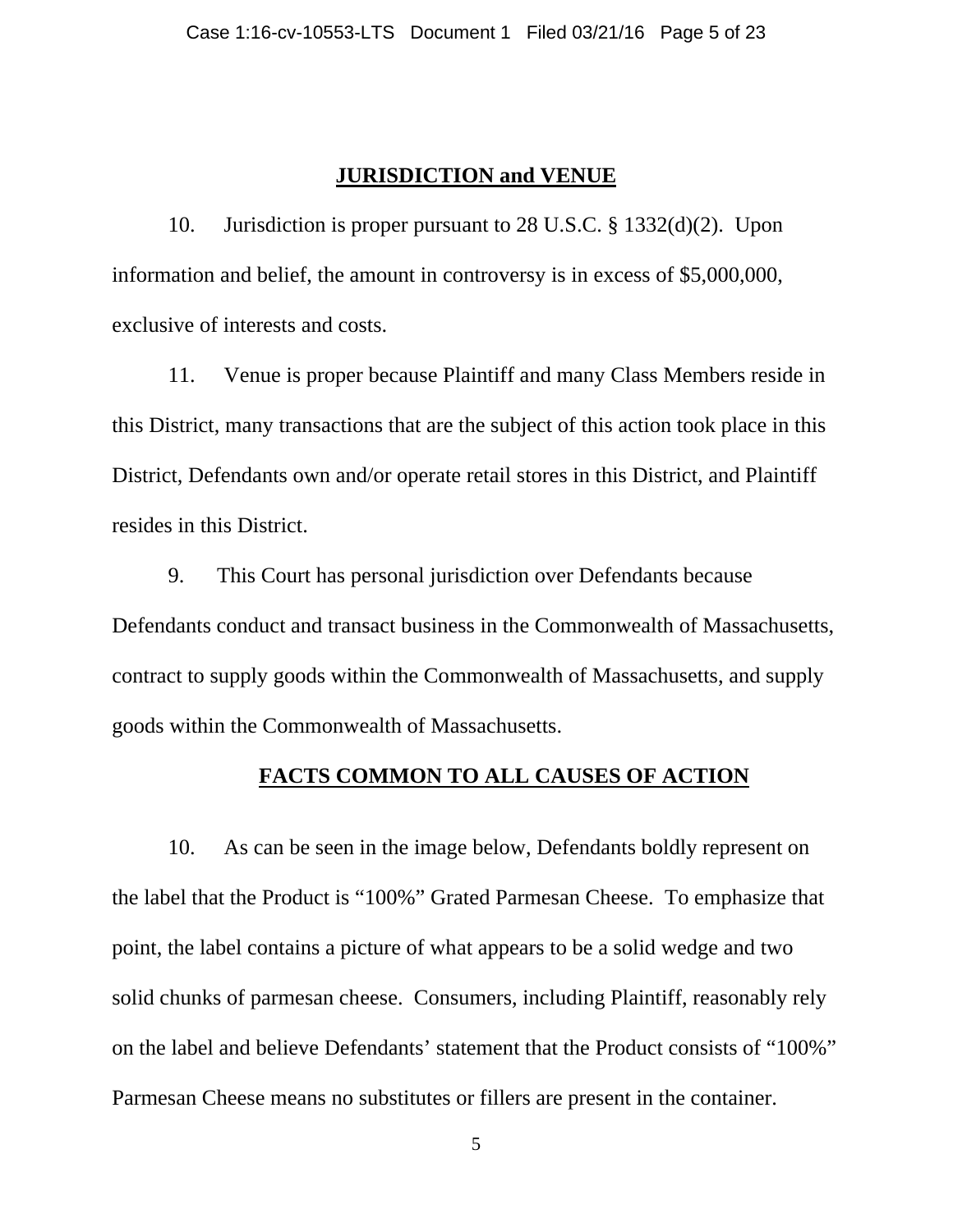## JURISDICTION and VENUE

10. Jurisdiction is proper pursuant to 28 U.S.C. § 1332(d)(2). Upon information and belief, the amount in controversy is in excess of $5,000,000, exclusive of interests and costs.

11. Venue is proper because Plaintiff and many Class Members reside in this District, many transactions that are the subject of this action took place in this District, Defendants own and/or operate retail stores in this District, and Plaintiff resides in this District.

9. This Court has personal jurisdiction over Defendants because Defendants conduct and transact business in the Commonwealth of Massachusetts, contract to supply goods within the Commonwealth of Massachusetts, and supply goods within the Commonwealth of Massachusetts.

## FACTS COMMON TO ALL CAUSES OF ACTION

10. As can be seen in the image below, Defendants boldly represent on the label that the Product is "100%" Grated Parmesan Cheese. To emphasize that point, the label contains a picture of what appears to be a solid wedge and two solid chunks of parmesan cheese. Consumers, including Plaintiff, reasonably rely on the label and believe Defendants' statement that the Product consists of "100%" Parmesan Cheese means no substitutes or fillers are present in the container.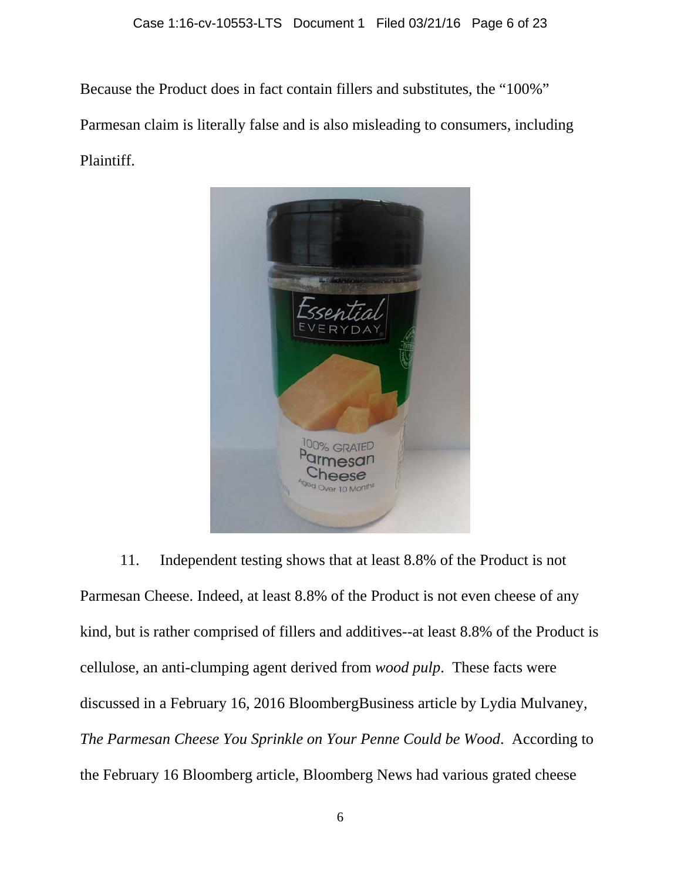Because the Product does in fact contain fillers and substitutes, the "100%" Parmesan claim is literally false and is also misleading to consumers, including Plaintiff.

11. Independent testing shows that at least 8.8% of the Product is not Parmesan Cheese. Indeed, at least 8.8% of the Product is not even cheese of any kind, but is rather comprised of fillers and additives--at least 8.8% of the Product is cellulose, an anti-clumping agent derived from *wood pulp*. These facts were discussed in a February 16, 2016 BloombergBusiness article by Lydia Mulvaney, *The Parmesan Cheese You Sprinkle on Your Penne Could be Wood*. According to the February 16 Bloomberg article, Bloomberg News had various grated cheese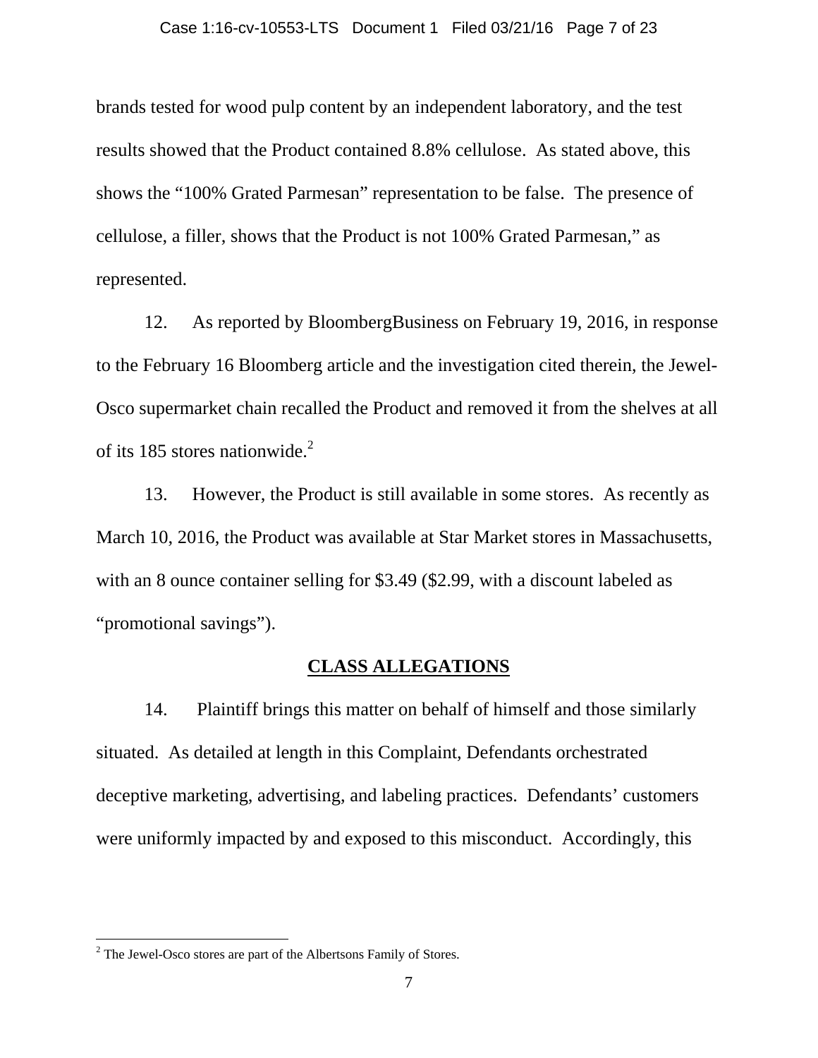brands tested for wood pulp content by an independent laboratory, and the test results showed that the Product contained 8.8% cellulose. As stated above, this shows the "100% Grated Parmesan" representation to be false. The presence of cellulose, a filler, shows that the Product is not 100% Grated Parmesan," as represented.

12. As reported by BloombergBusiness on February 19, 2016, in response to the February 16 Bloomberg article and the investigation cited therein, the Jewel-Osco supermarket chain recalled the Product and removed it from the shelves at all of its 185 stores nationwide.[2]

13. However, the Product is still available in some stores. As recently as March 10, 2016, the Product was available at Star Market stores in Massachusetts, with an 8 ounce container selling for $3.49 ($2.99, with a discount labeled as "promotional savings").

## CLASS ALLEGATIONS

14. Plaintiff brings this matter on behalf of himself and those similarly situated. As detailed at length in this Complaint, Defendants orchestrated deceptive marketing, advertising, and labeling practices. Defendants' customers were uniformly impacted by and exposed to this misconduct. Accordingly, this

[2] The Jewel-Osco stores are part of the Albertsons Family of Stores.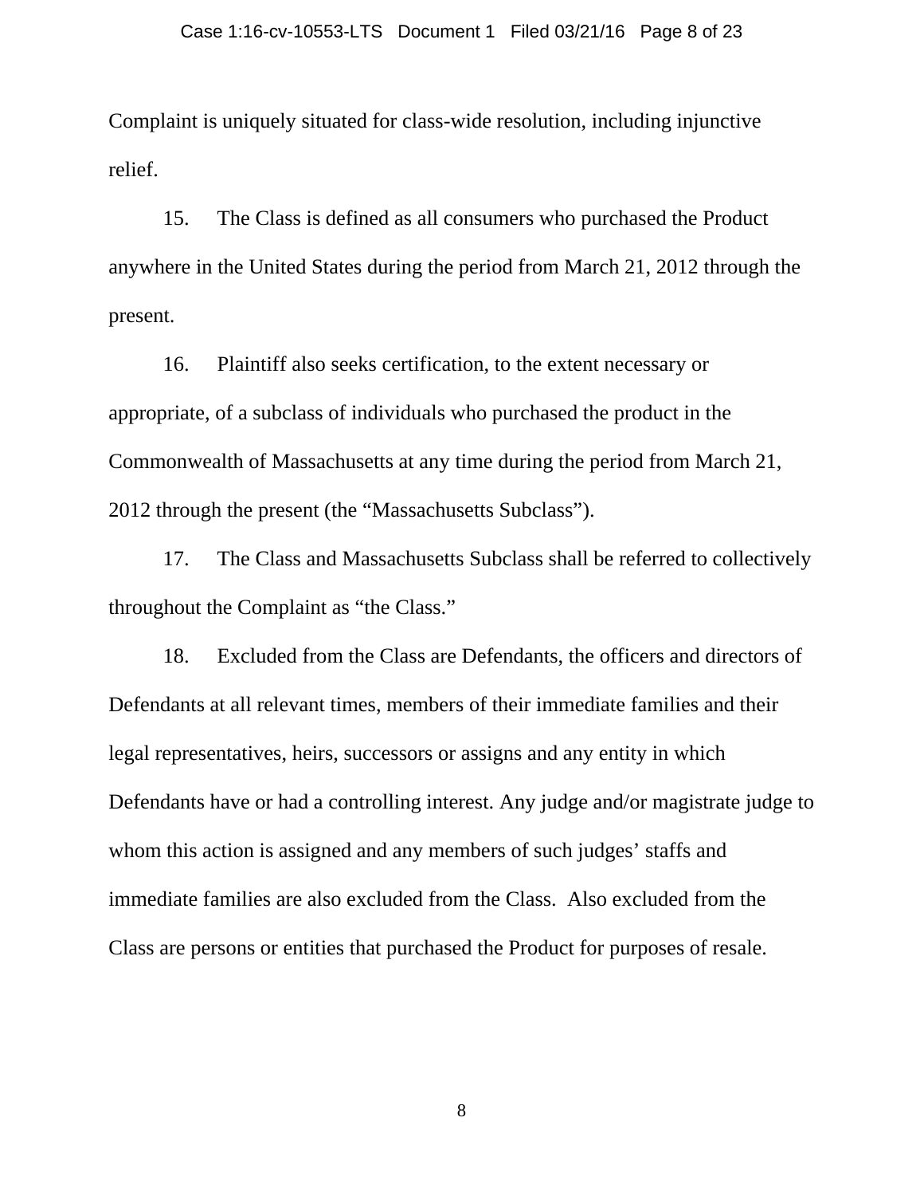Complaint is uniquely situated for class-wide resolution, including injunctive relief.

15. The Class is defined as all consumers who purchased the Product anywhere in the United States during the period from March 21, 2012 through the present.

16. Plaintiff also seeks certification, to the extent necessary or appropriate, of a subclass of individuals who purchased the product in the Commonwealth of Massachusetts at any time during the period from March 21, 2012 through the present (the "Massachusetts Subclass").

17. The Class and Massachusetts Subclass shall be referred to collectively throughout the Complaint as "the Class."

18. Excluded from the Class are Defendants, the officers and directors of Defendants at all relevant times, members of their immediate families and their legal representatives, heirs, successors or assigns and any entity in which Defendants have or had a controlling interest. Any judge and/or magistrate judge to whom this action is assigned and any members of such judges' staffs and immediate families are also excluded from the Class. Also excluded from the Class are persons or entities that purchased the Product for purposes of resale.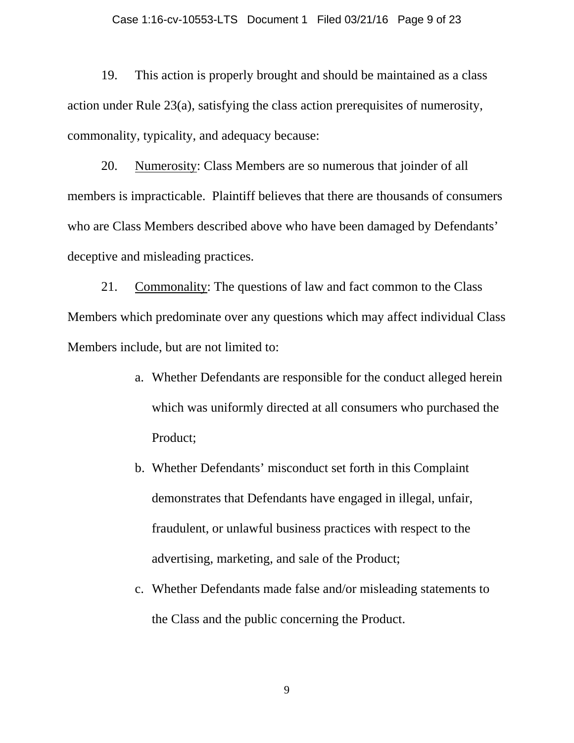19. This action is properly brought and should be maintained as a class action under Rule 23(a), satisfying the class action prerequisites of numerosity, commonality, typicality, and adequacy because:

20. Numerosity: Class Members are so numerous that joinder of all members is impracticable. Plaintiff believes that there are thousands of consumers who are Class Members described above who have been damaged by Defendants' deceptive and misleading practices.

21. Commonality: The questions of law and fact common to the Class Members which predominate over any questions which may affect individual Class Members include, but are not limited to:

a. Whether Defendants are responsible for the conduct alleged herein which was uniformly directed at all consumers who purchased the Product;

b. Whether Defendants' misconduct set forth in this Complaint demonstrates that Defendants have engaged in illegal, unfair, fraudulent, or unlawful business practices with respect to the advertising, marketing, and sale of the Product;

c. Whether Defendants made false and/or misleading statements to the Class and the public concerning the Product.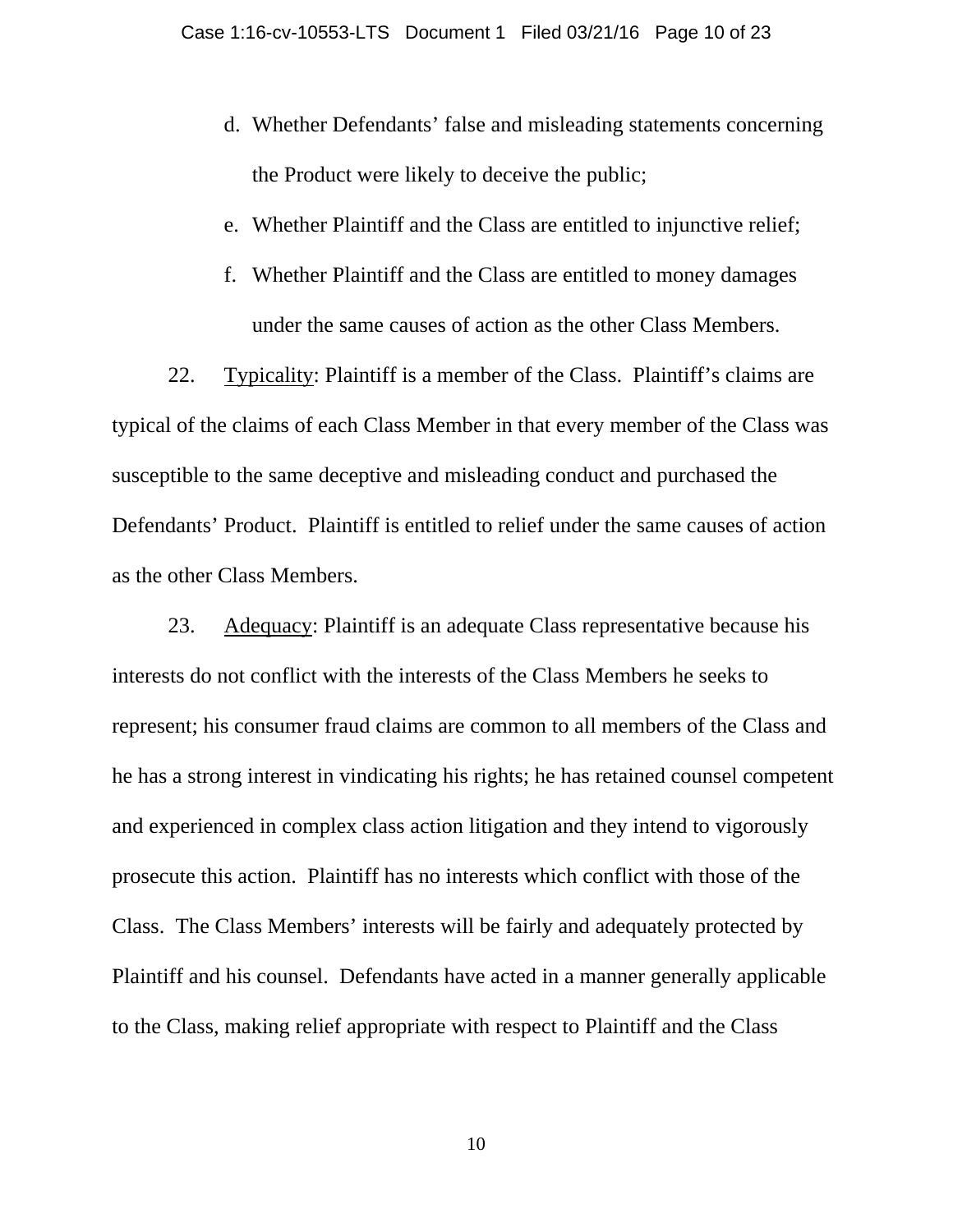d. Whether Defendants' false and misleading statements concerning the Product were likely to deceive the public;

e. Whether Plaintiff and the Class are entitled to injunctive relief;

f. Whether Plaintiff and the Class are entitled to money damages under the same causes of action as the other Class Members.

22. Typicality: Plaintiff is a member of the Class. Plaintiff's claims are typical of the claims of each Class Member in that every member of the Class was susceptible to the same deceptive and misleading conduct and purchased the Defendants' Product. Plaintiff is entitled to relief under the same causes of action as the other Class Members.

23. Adequacy: Plaintiff is an adequate Class representative because his interests do not conflict with the interests of the Class Members he seeks to represent; his consumer fraud claims are common to all members of the Class and he has a strong interest in vindicating his rights; he has retained counsel competent and experienced in complex class action litigation and they intend to vigorously prosecute this action. Plaintiff has no interests which conflict with those of the Class. The Class Members' interests will be fairly and adequately protected by Plaintiff and his counsel. Defendants have acted in a manner generally applicable to the Class, making relief appropriate with respect to Plaintiff and the Class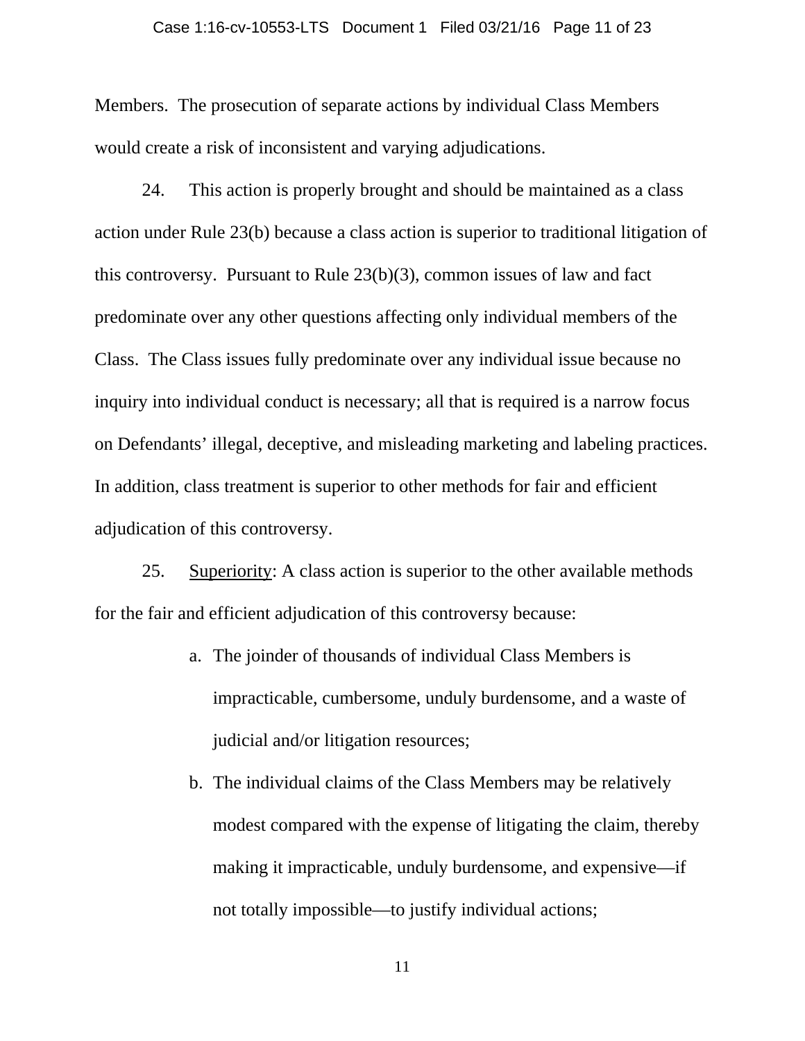Members. The prosecution of separate actions by individual Class Members would create a risk of inconsistent and varying adjudications.

24. This action is properly brought and should be maintained as a class action under Rule 23(b) because a class action is superior to traditional litigation of this controversy. Pursuant to Rule 23(b)(3), common issues of law and fact predominate over any other questions affecting only individual members of the Class. The Class issues fully predominate over any individual issue because no inquiry into individual conduct is necessary; all that is required is a narrow focus on Defendants' illegal, deceptive, and misleading marketing and labeling practices. In addition, class treatment is superior to other methods for fair and efficient adjudication of this controversy.

25. <u>Superiority</u>: A class action is superior to the other available methods for the fair and efficient adjudication of this controversy because:

a. The joinder of thousands of individual Class Members is impracticable, cumbersome, unduly burdensome, and a waste of judicial and/or litigation resources;

b. The individual claims of the Class Members may be relatively modest compared with the expense of litigating the claim, thereby making it impracticable, unduly burdensome, and expensive—if not totally impossible—to justify individual actions;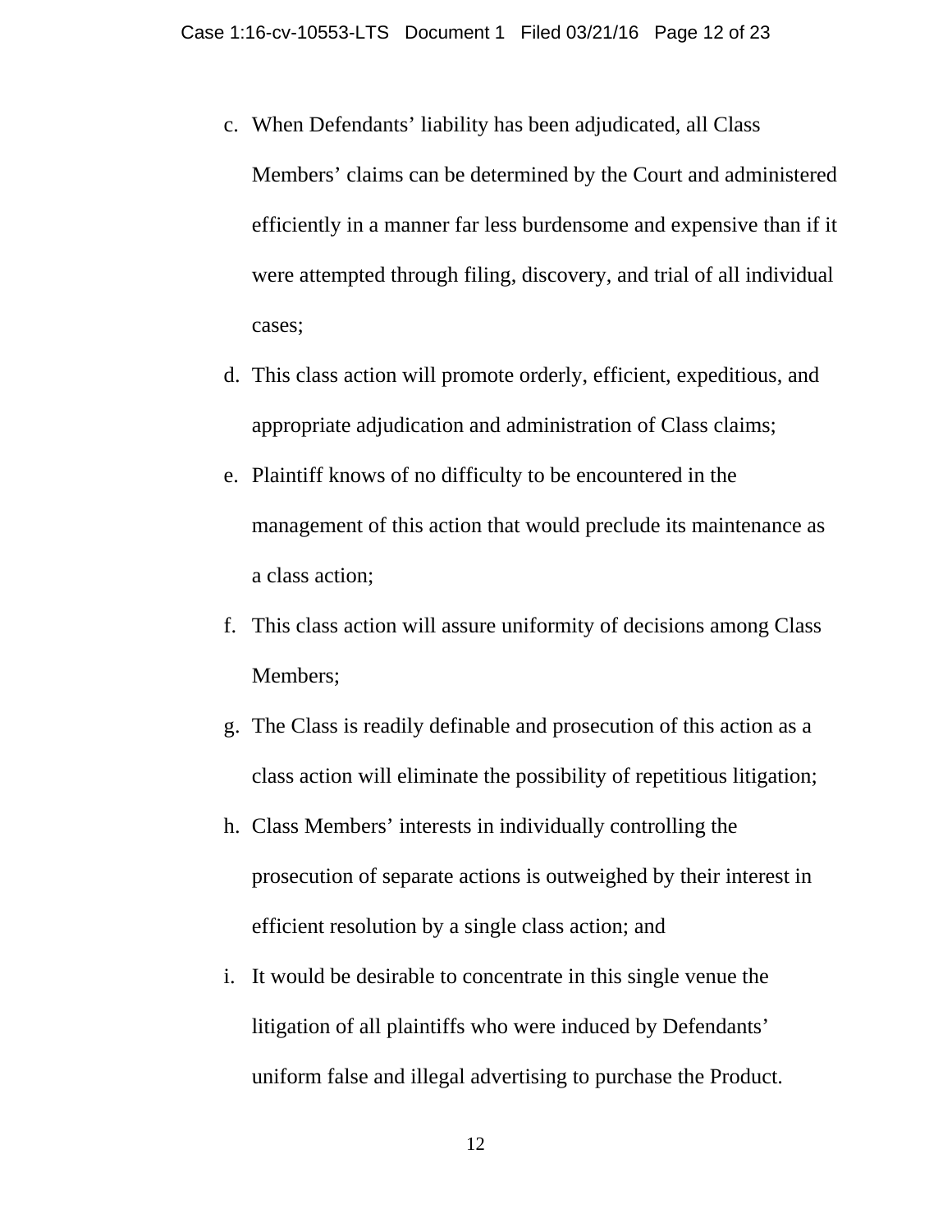c. When Defendants' liability has been adjudicated, all Class Members' claims can be determined by the Court and administered efficiently in a manner far less burdensome and expensive than if it were attempted through filing, discovery, and trial of all individual cases;

d. This class action will promote orderly, efficient, expeditious, and appropriate adjudication and administration of Class claims;

e. Plaintiff knows of no difficulty to be encountered in the management of this action that would preclude its maintenance as a class action;

f. This class action will assure uniformity of decisions among Class Members;

g. The Class is readily definable and prosecution of this action as a class action will eliminate the possibility of repetitious litigation;

h. Class Members' interests in individually controlling the prosecution of separate actions is outweighed by their interest in efficient resolution by a single class action; and

i. It would be desirable to concentrate in this single venue the litigation of all plaintiffs who were induced by Defendants' uniform false and illegal advertising to purchase the Product.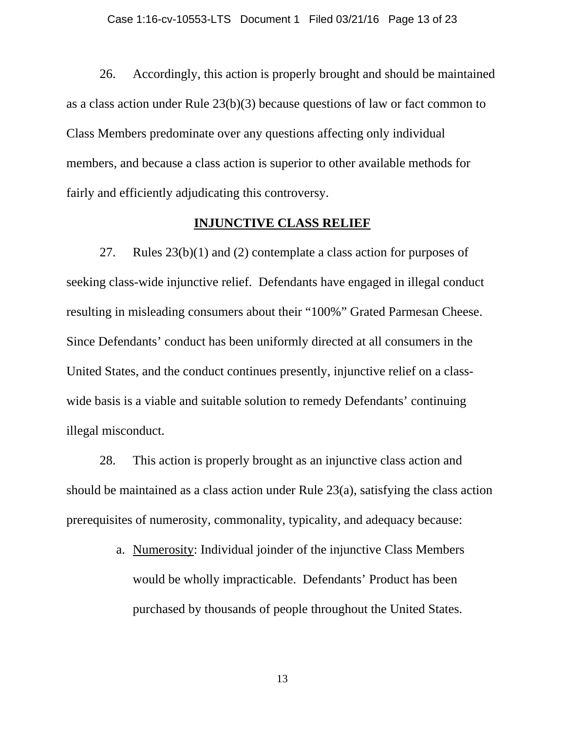26. Accordingly, this action is properly brought and should be maintained as a class action under Rule 23(b)(3) because questions of law or fact common to Class Members predominate over any questions affecting only individual members, and because a class action is superior to other available methods for fairly and efficiently adjudicating this controversy.

## INJUNCTIVE CLASS RELIEF

27. Rules 23(b)(1) and (2) contemplate a class action for purposes of seeking class-wide injunctive relief. Defendants have engaged in illegal conduct resulting in misleading consumers about their "100%" Grated Parmesan Cheese. Since Defendants' conduct has been uniformly directed at all consumers in the United States, and the conduct continues presently, injunctive relief on a class-wide basis is a viable and suitable solution to remedy Defendants' continuing illegal misconduct.

28. This action is properly brought as an injunctive class action and should be maintained as a class action under Rule 23(a), satisfying the class action prerequisites of numerosity, commonality, typicality, and adequacy because:

a. Numerosity: Individual joinder of the injunctive Class Members would be wholly impracticable. Defendants' Product has been purchased by thousands of people throughout the United States.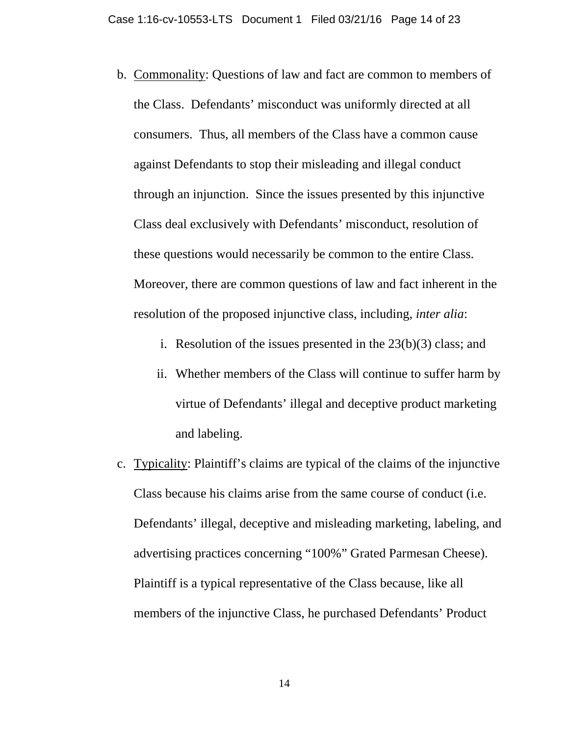b. <u>Commonality</u>: Questions of law and fact are common to members of the Class. Defendants' misconduct was uniformly directed at all consumers. Thus, all members of the Class have a common cause against Defendants to stop their misleading and illegal conduct through an injunction. Since the issues presented by this injunctive Class deal exclusively with Defendants' misconduct, resolution of these questions would necessarily be common to the entire Class. Moreover, there are common questions of law and fact inherent in the resolution of the proposed injunctive class, including, *inter alia*:

   i. Resolution of the issues presented in the 23(b)(3) class; and

   ii. Whether members of the Class will continue to suffer harm by virtue of Defendants' illegal and deceptive product marketing and labeling.

c. <u>Typicality</u>: Plaintiff's claims are typical of the claims of the injunctive Class because his claims arise from the same course of conduct (i.e. Defendants' illegal, deceptive and misleading marketing, labeling, and advertising practices concerning "100%" Grated Parmesan Cheese). Plaintiff is a typical representative of the Class because, like all members of the injunctive Class, he purchased Defendants' Product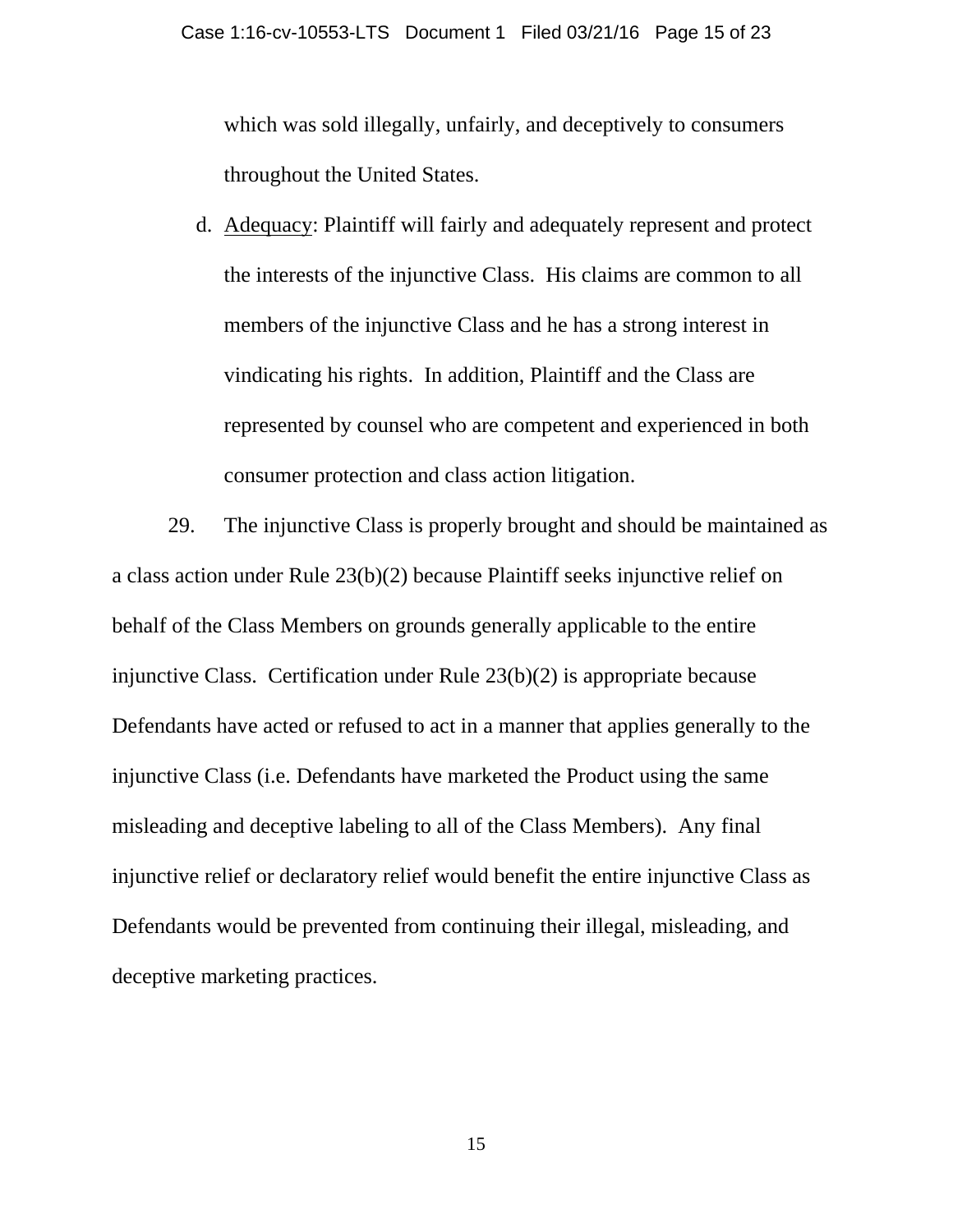which was sold illegally, unfairly, and deceptively to consumers throughout the United States.

d. <u>Adequacy</u>: Plaintiff will fairly and adequately represent and protect the interests of the injunctive Class. His claims are common to all members of the injunctive Class and he has a strong interest in vindicating his rights. In addition, Plaintiff and the Class are represented by counsel who are competent and experienced in both consumer protection and class action litigation.

29. The injunctive Class is properly brought and should be maintained as a class action under Rule 23(b)(2) because Plaintiff seeks injunctive relief on behalf of the Class Members on grounds generally applicable to the entire injunctive Class. Certification under Rule 23(b)(2) is appropriate because Defendants have acted or refused to act in a manner that applies generally to the injunctive Class (i.e. Defendants have marketed the Product using the same misleading and deceptive labeling to all of the Class Members). Any final injunctive relief or declaratory relief would benefit the entire injunctive Class as Defendants would be prevented from continuing their illegal, misleading, and deceptive marketing practices.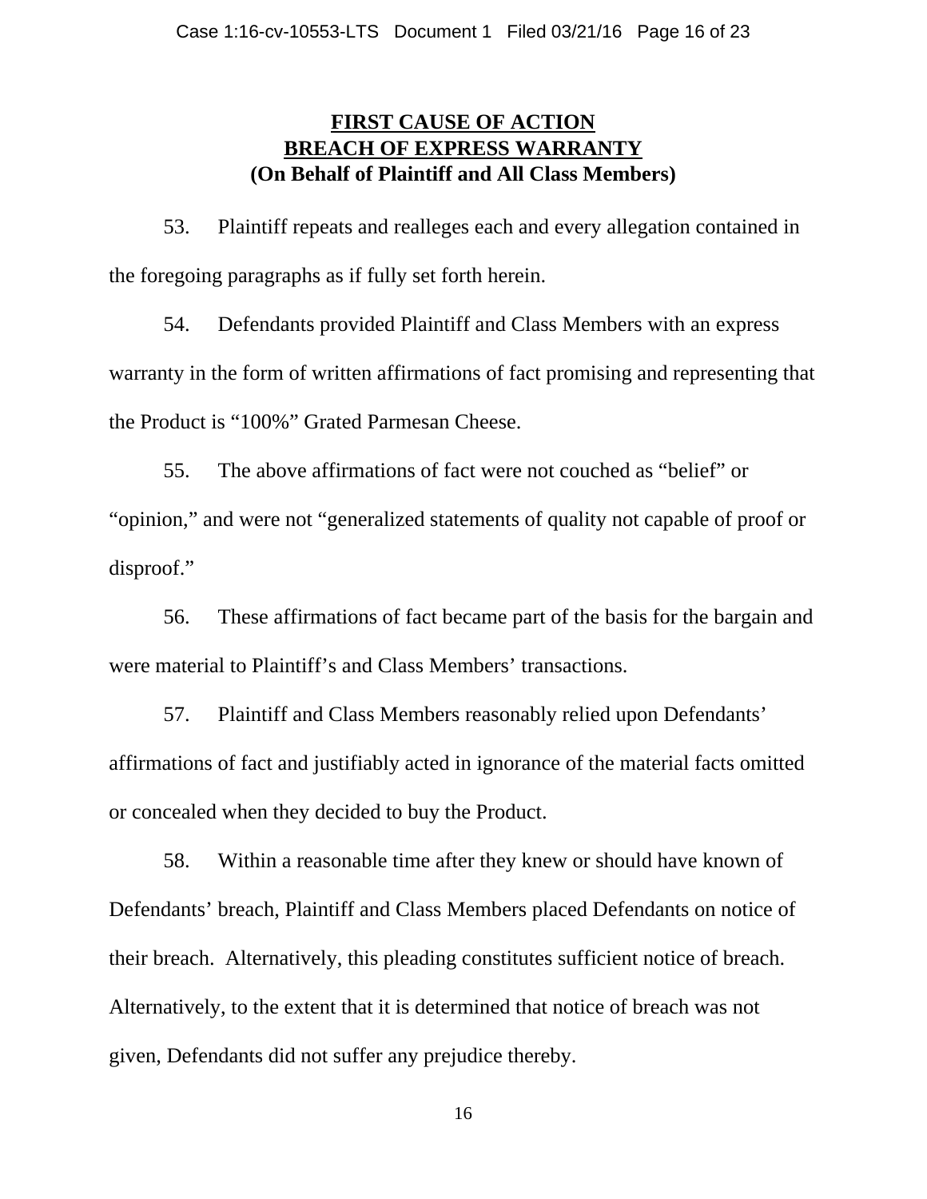## **FIRST CAUSE OF ACTION**
## **BREACH OF EXPRESS WARRANTY**
## **(On Behalf of Plaintiff and All Class Members)**

53. Plaintiff repeats and realleges each and every allegation contained in the foregoing paragraphs as if fully set forth herein.

54. Defendants provided Plaintiff and Class Members with an express warranty in the form of written affirmations of fact promising and representing that the Product is "100%" Grated Parmesan Cheese.

55. The above affirmations of fact were not couched as "belief" or "opinion," and were not "generalized statements of quality not capable of proof or disproof."

56. These affirmations of fact became part of the basis for the bargain and were material to Plaintiff's and Class Members' transactions.

57. Plaintiff and Class Members reasonably relied upon Defendants' affirmations of fact and justifiably acted in ignorance of the material facts omitted or concealed when they decided to buy the Product.

58. Within a reasonable time after they knew or should have known of Defendants' breach, Plaintiff and Class Members placed Defendants on notice of their breach. Alternatively, this pleading constitutes sufficient notice of breach. Alternatively, to the extent that it is determined that notice of breach was not given, Defendants did not suffer any prejudice thereby.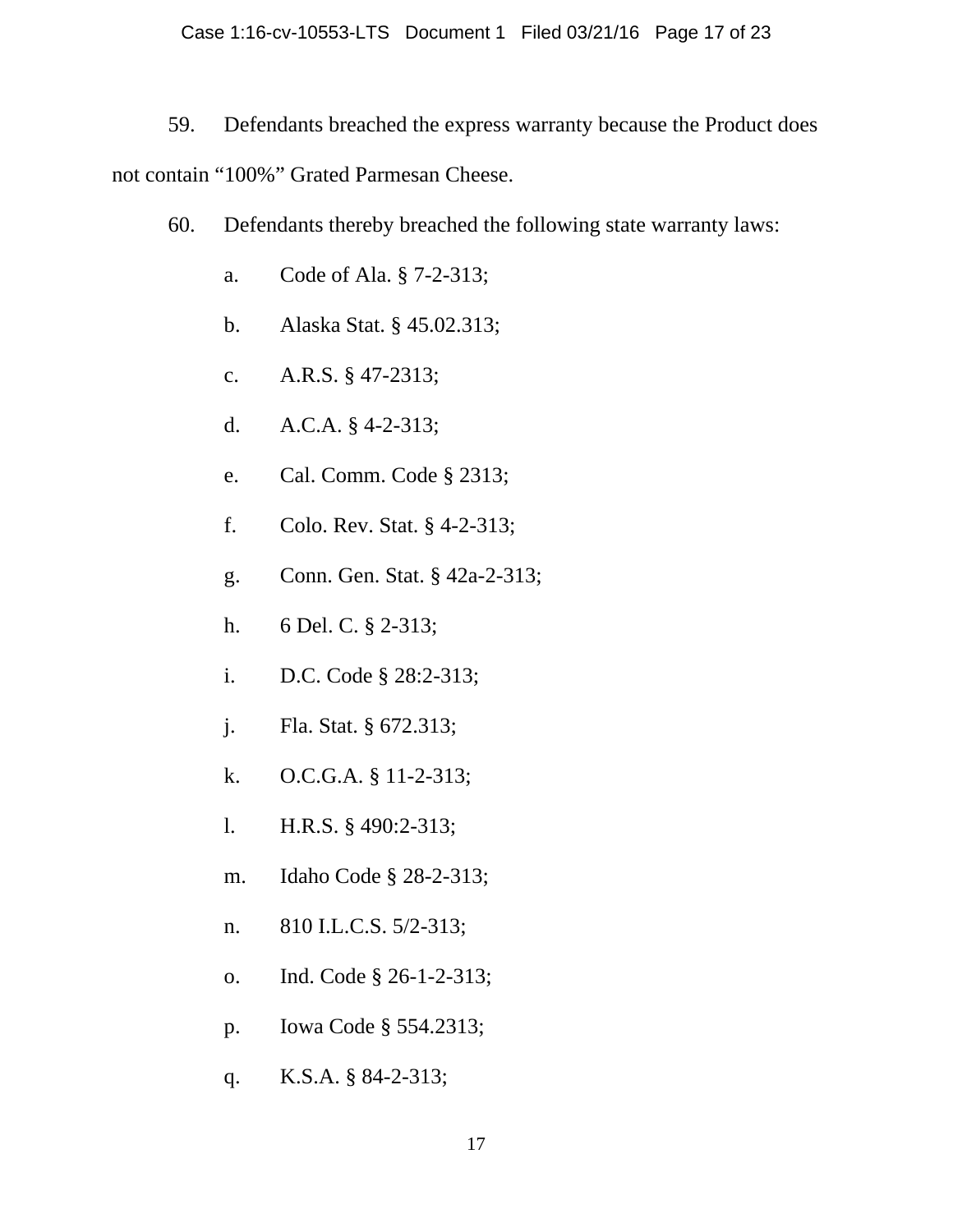59. Defendants breached the express warranty because the Product does not contain "100%" Grated Parmesan Cheese.

60. Defendants thereby breached the following state warranty laws:

a. Code of Ala. § 7-2-313;

b. Alaska Stat. § 45.02.313;

c. A.R.S. § 47-2313;

d. A.C.A. § 4-2-313;

e. Cal. Comm. Code § 2313;

f. Colo. Rev. Stat. § 4-2-313;

g. Conn. Gen. Stat. § 42a-2-313;

h. 6 Del. C. § 2-313;

i. D.C. Code § 28:2-313;

j. Fla. Stat. § 672.313;

k. O.C.G.A. § 11-2-313;

l. H.R.S. § 490:2-313;

m. Idaho Code § 28-2-313;

n. 810 I.L.C.S. 5/2-313;

o. Ind. Code § 26-1-2-313;

p. Iowa Code § 554.2313;

q. K.S.A. § 84-2-313;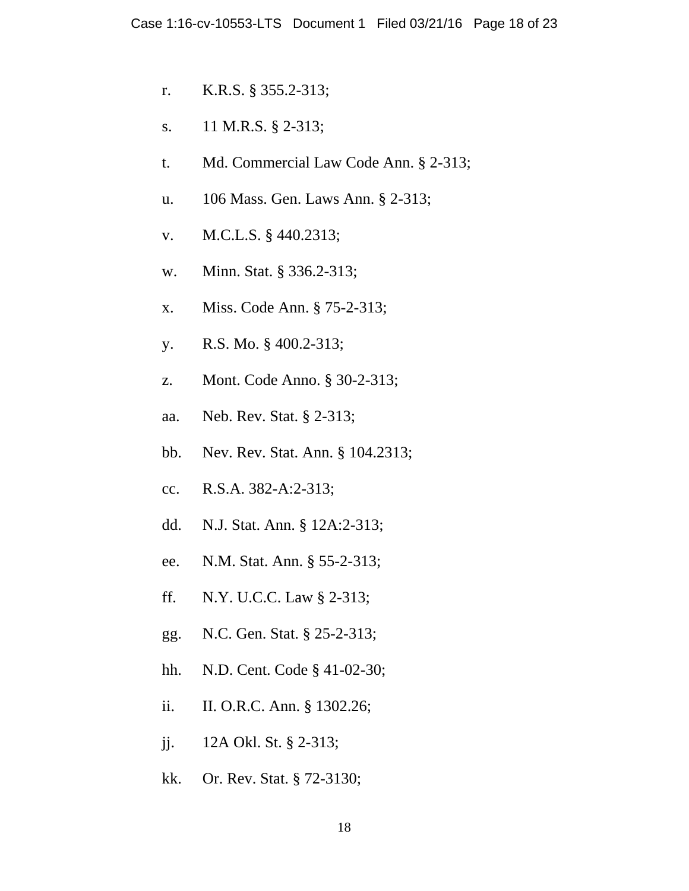r. K.R.S. § 355.2-313;

s. 11 M.R.S. § 2-313;

t. Md. Commercial Law Code Ann. § 2-313;

u. 106 Mass. Gen. Laws Ann. § 2-313;

v. M.C.L.S. § 440.2313;

w. Minn. Stat. § 336.2-313;

x. Miss. Code Ann. § 75-2-313;

y. R.S. Mo. § 400.2-313;

z. Mont. Code Anno. § 30-2-313;

aa. Neb. Rev. Stat. § 2-313;

bb. Nev. Rev. Stat. Ann. § 104.2313;

cc. R.S.A. 382-A:2-313;

dd. N.J. Stat. Ann. § 12A:2-313;

ee. N.M. Stat. Ann. § 55-2-313;

ff. N.Y. U.C.C. Law § 2-313;

gg. N.C. Gen. Stat. § 25-2-313;

hh. N.D. Cent. Code § 41-02-30;

ii. II. O.R.C. Ann. § 1302.26;

jj. 12A Okl. St. § 2-313;

kk. Or. Rev. Stat. § 72-3130;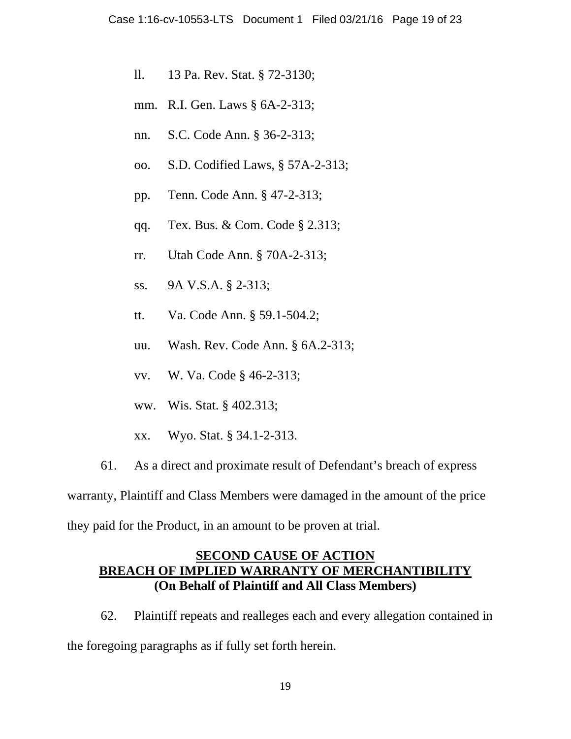ll. 13 Pa. Rev. Stat. § 72-3130;

mm. R.I. Gen. Laws § 6A-2-313;

nn. S.C. Code Ann. § 36-2-313;

oo. S.D. Codified Laws, § 57A-2-313;

pp. Tenn. Code Ann. § 47-2-313;

qq. Tex. Bus. & Com. Code § 2.313;

rr. Utah Code Ann. § 70A-2-313;

ss. 9A V.S.A. § 2-313;

tt. Va. Code Ann. § 59.1-504.2;

uu. Wash. Rev. Code Ann. § 6A.2-313;

vv. W. Va. Code § 46-2-313;

ww. Wis. Stat. § 402.313;

xx. Wyo. Stat. § 34.1-2-313.

61. As a direct and proximate result of Defendant's breach of express warranty, Plaintiff and Class Members were damaged in the amount of the price they paid for the Product, in an amount to be proven at trial.

## SECOND CAUSE OF ACTION
## BREACH OF IMPLIED WARRANTY OF MERCHANTIBILITY
**(On Behalf of Plaintiff and All Class Members)**

62. Plaintiff repeats and realleges each and every allegation contained in the foregoing paragraphs as if fully set forth herein.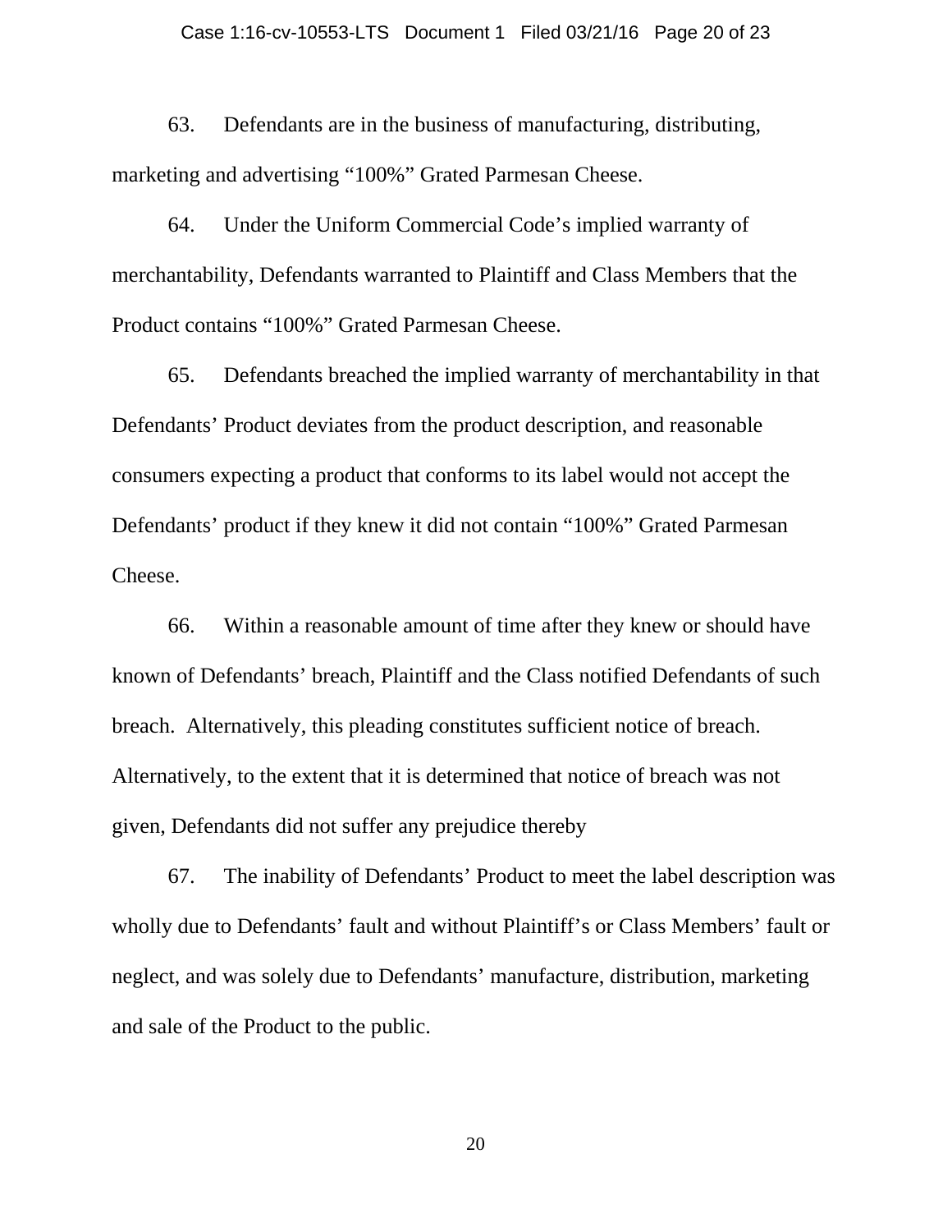63. Defendants are in the business of manufacturing, distributing, marketing and advertising "100%" Grated Parmesan Cheese.

64. Under the Uniform Commercial Code's implied warranty of merchantability, Defendants warranted to Plaintiff and Class Members that the Product contains "100%" Grated Parmesan Cheese.

65. Defendants breached the implied warranty of merchantability in that Defendants' Product deviates from the product description, and reasonable consumers expecting a product that conforms to its label would not accept the Defendants' product if they knew it did not contain "100%" Grated Parmesan Cheese.

66. Within a reasonable amount of time after they knew or should have known of Defendants' breach, Plaintiff and the Class notified Defendants of such breach. Alternatively, this pleading constitutes sufficient notice of breach. Alternatively, to the extent that it is determined that notice of breach was not given, Defendants did not suffer any prejudice thereby

67. The inability of Defendants' Product to meet the label description was wholly due to Defendants' fault and without Plaintiff's or Class Members' fault or neglect, and was solely due to Defendants' manufacture, distribution, marketing and sale of the Product to the public.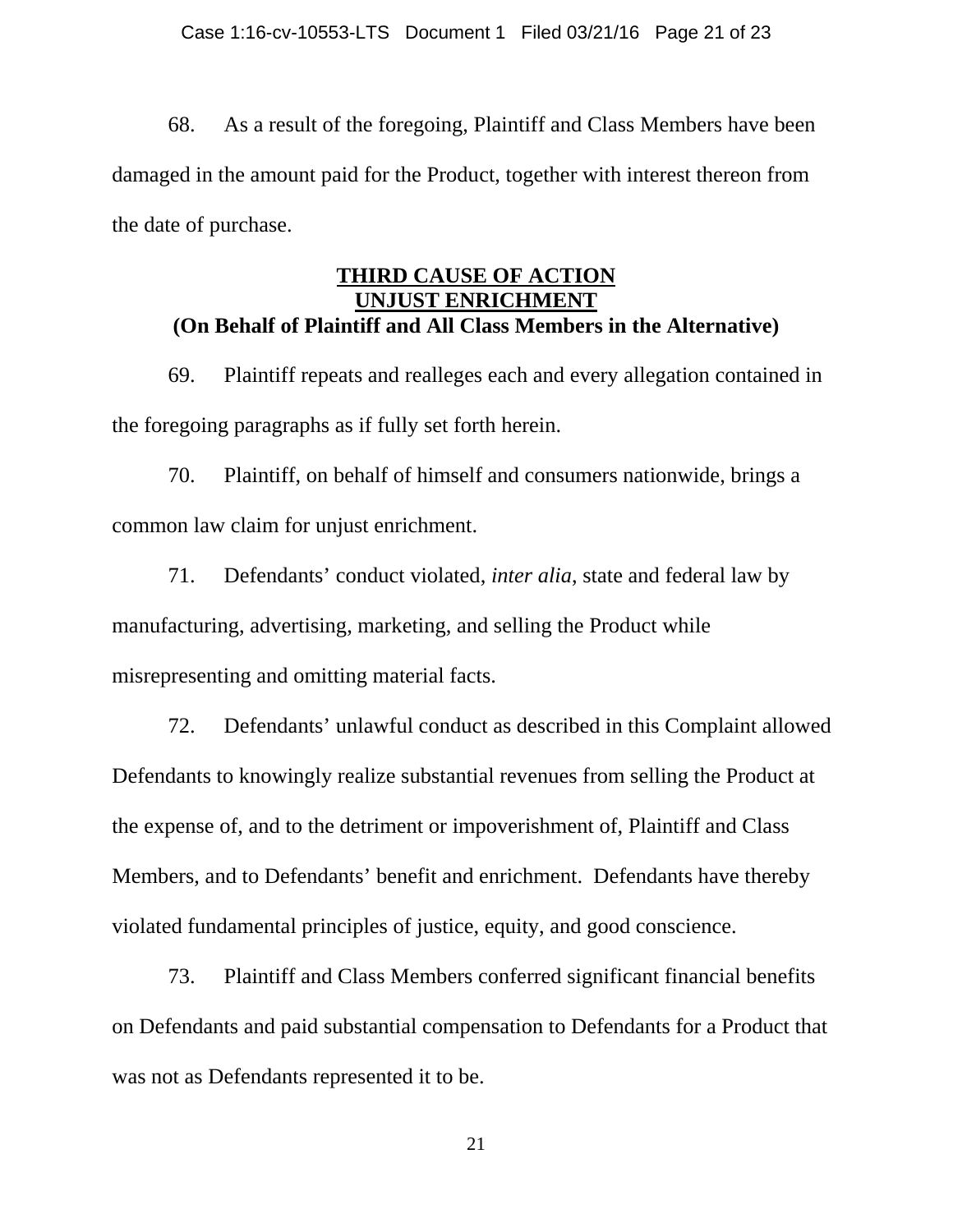68. As a result of the foregoing, Plaintiff and Class Members have been damaged in the amount paid for the Product, together with interest thereon from the date of purchase.

**THIRD CAUSE OF ACTION**
**UNJUST ENRICHMENT**
**(On Behalf of Plaintiff and All Class Members in the Alternative)**

69. Plaintiff repeats and realleges each and every allegation contained in the foregoing paragraphs as if fully set forth herein.

70. Plaintiff, on behalf of himself and consumers nationwide, brings a common law claim for unjust enrichment.

71. Defendants' conduct violated, *inter alia*, state and federal law by manufacturing, advertising, marketing, and selling the Product while misrepresenting and omitting material facts.

72. Defendants' unlawful conduct as described in this Complaint allowed Defendants to knowingly realize substantial revenues from selling the Product at the expense of, and to the detriment or impoverishment of, Plaintiff and Class Members, and to Defendants' benefit and enrichment. Defendants have thereby violated fundamental principles of justice, equity, and good conscience.

73. Plaintiff and Class Members conferred significant financial benefits on Defendants and paid substantial compensation to Defendants for a Product that was not as Defendants represented it to be.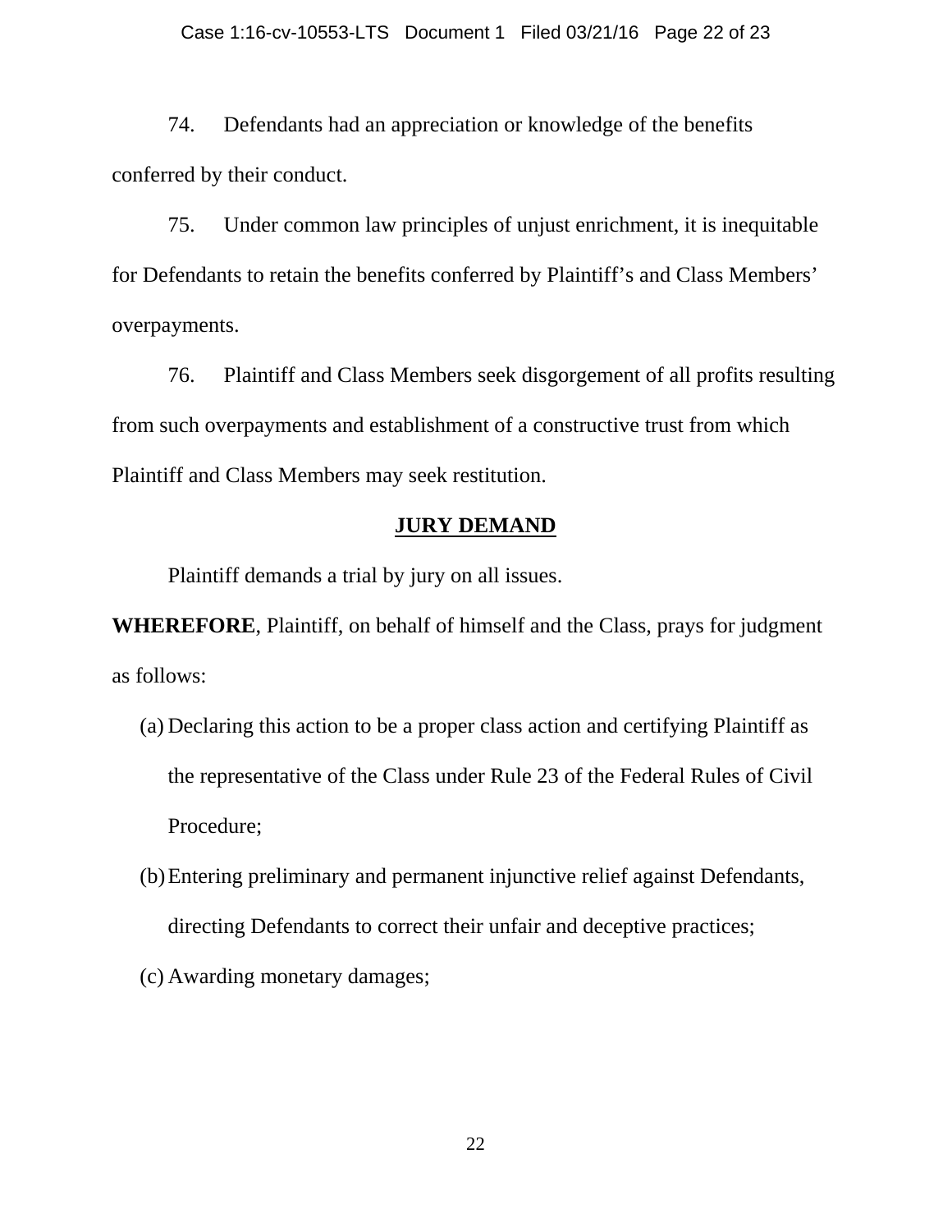74. Defendants had an appreciation or knowledge of the benefits conferred by their conduct.

75. Under common law principles of unjust enrichment, it is inequitable for Defendants to retain the benefits conferred by Plaintiff's and Class Members' overpayments.

76. Plaintiff and Class Members seek disgorgement of all profits resulting from such overpayments and establishment of a constructive trust from which Plaintiff and Class Members may seek restitution.

## JURY DEMAND

Plaintiff demands a trial by jury on all issues.

**WHEREFORE**, Plaintiff, on behalf of himself and the Class, prays for judgment as follows:

(a) Declaring this action to be a proper class action and certifying Plaintiff as the representative of the Class under Rule 23 of the Federal Rules of Civil Procedure;

(b) Entering preliminary and permanent injunctive relief against Defendants, directing Defendants to correct their unfair and deceptive practices;

(c) Awarding monetary damages;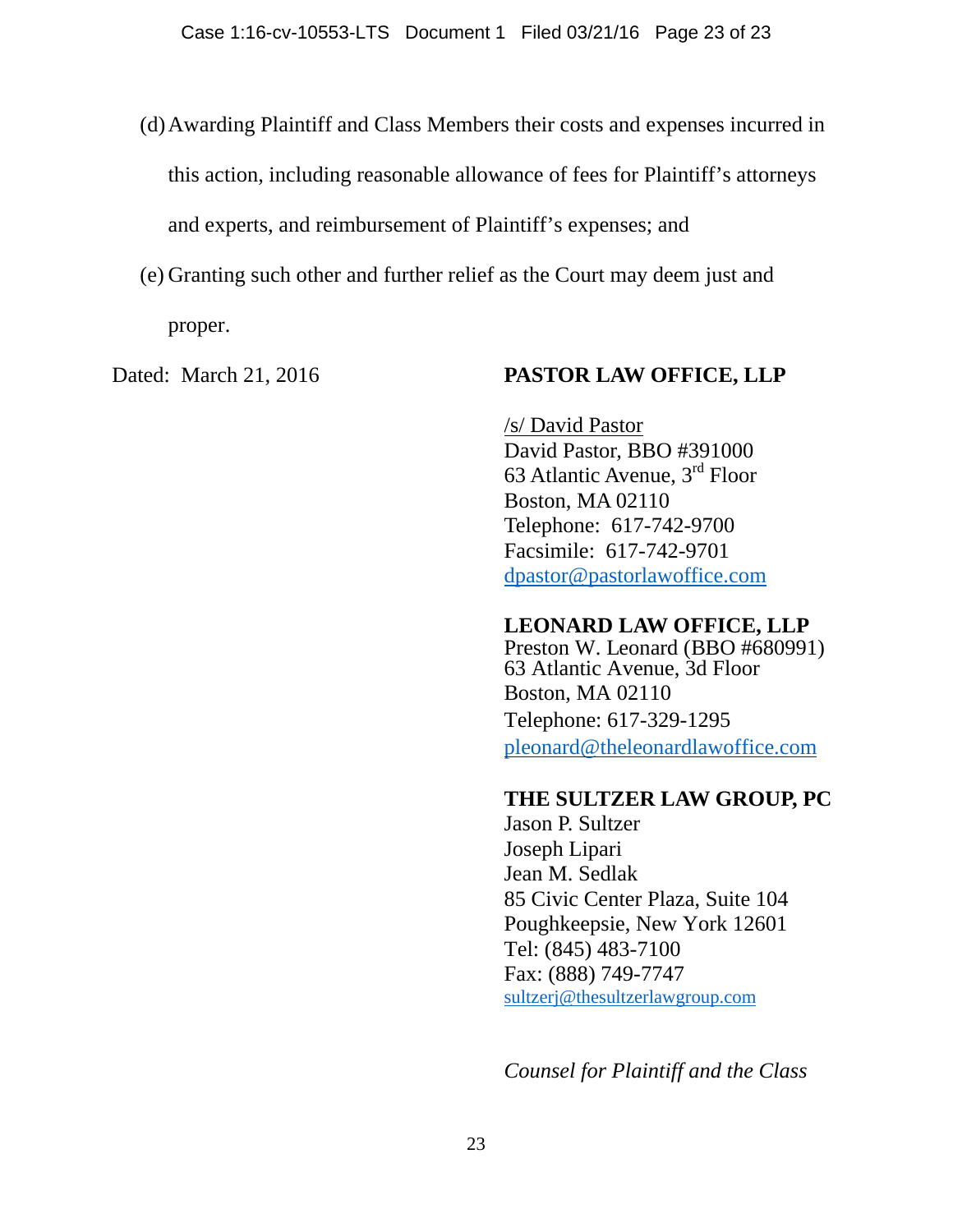(d) Awarding Plaintiff and Class Members their costs and expenses incurred in this action, including reasonable allowance of fees for Plaintiff's attorneys and experts, and reimbursement of Plaintiff's expenses; and

(e) Granting such other and further relief as the Court may deem just and proper.

Dated: March 21, 2016

**PASTOR LAW OFFICE, LLP**

/s/ David Pastor
David Pastor, BBO #391000
63 Atlantic Avenue, 3rd Floor
Boston, MA 02110
Telephone: 617-742-9700
Facsimile: 617-742-9701
dpastor@pastorlawoffice.com

**LEONARD LAW OFFICE, LLP**
Preston W. Leonard (BBO #680991)
63 Atlantic Avenue, 3d Floor
Boston, MA 02110
Telephone: 617-329-1295
pleonard@theleonardlawoffice.com

**THE SULTZER LAW GROUP, PC**
Jason P. Sultzer
Joseph Lipari
Jean M. Sedlak
85 Civic Center Plaza, Suite 104
Poughkeepsie, New York 12601
Tel: (845) 483-7100
Fax: (888) 749-7747
sultzerj@thesultzerlawgroup.com

*Counsel for Plaintiff and the Class*